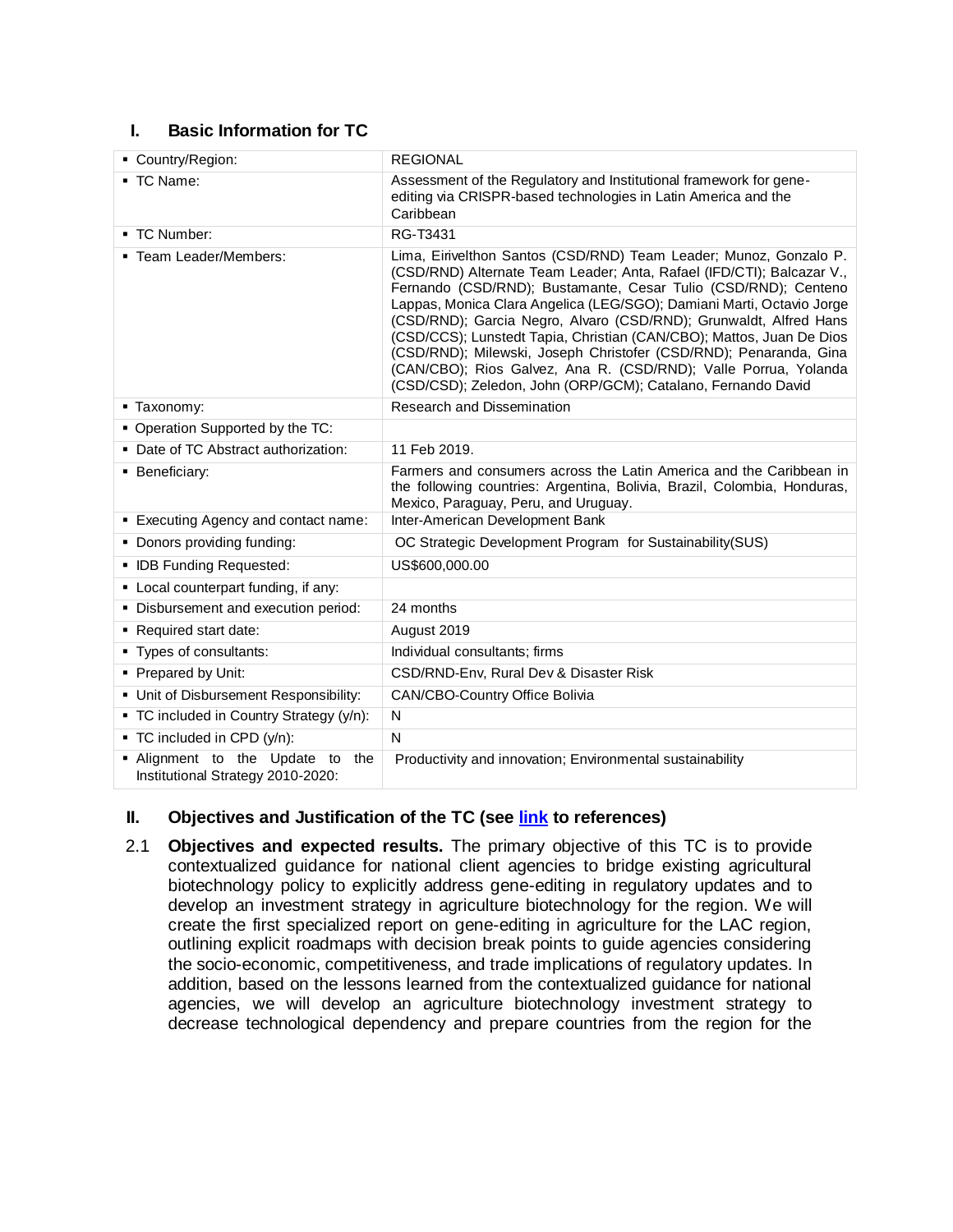## I. Basic Information for TC

| | |
|---|---|
| ▪ Country/Region: | REGIONAL |
| ▪ TC Name: | Assessment of the Regulatory and Institutional framework for gene-editing via CRISPR-based technologies in Latin America and the Caribbean |
| ▪ TC Number: | RG-T3431 |
| ▪ Team Leader/Members: | Lima, Eirivelthon Santos (CSD/RND) Team Leader; Munoz, Gonzalo P. (CSD/RND) Alternate Team Leader; Anta, Rafael (IFD/CTI); Balcazar V., Fernando (CSD/RND); Bustamante, Cesar Tulio (CSD/RND); Centeno Lappas, Monica Clara Angelica (LEG/SGO); Damiani Marti, Octavio Jorge (CSD/RND); Garcia Negro, Alvaro (CSD/RND); Grunwaldt, Alfred Hans (CSD/CCS); Lunstedt Tapia, Christian (CAN/CBO); Mattos, Juan De Dios (CSD/RND); Milewski, Joseph Christofer (CSD/RND); Penaranda, Gina (CAN/CBO); Rios Galvez, Ana R. (CSD/RND); Valle Porrua, Yolanda (CSD/CSD); Zeledon, John (ORP/GCM); Catalano, Fernando David |
| ▪ Taxonomy: | Research and Dissemination |
| ▪ Operation Supported by the TC: | |
| ▪ Date of TC Abstract authorization: | 11 Feb 2019. |
| ▪ Beneficiary: | Farmers and consumers across the Latin America and the Caribbean in the following countries: Argentina, Bolivia, Brazil, Colombia, Honduras, Mexico, Paraguay, Peru, and Uruguay. |
| ▪ Executing Agency and contact name: | Inter-American Development Bank |
| ▪ Donors providing funding: | OC Strategic Development Program for Sustainability(SUS) |
| ▪ IDB Funding Requested: | US$600,000.00 |
| ▪ Local counterpart funding, if any: | |
| ▪ Disbursement and execution period: | 24 months |
| ▪ Required start date: | August 2019 |
| ▪ Types of consultants: | Individual consultants; firms |
| ▪ Prepared by Unit: | CSD/RND-Env, Rural Dev & Disaster Risk |
| ▪ Unit of Disbursement Responsibility: | CAN/CBO-Country Office Bolivia |
| ▪ TC included in Country Strategy (y/n): | N |
| ▪ TC included in CPD (y/n): | N |
| ▪ Alignment to the Update to the Institutional Strategy 2010-2020: | Productivity and innovation; Environmental sustainability |

## II. Objectives and Justification of the TC (see link to references)

2.1 **Objectives and expected results.** The primary objective of this TC is to provide contextualized guidance for national client agencies to bridge existing agricultural biotechnology policy to explicitly address gene-editing in regulatory updates and to develop an investment strategy in agriculture biotechnology for the region. We will create the first specialized report on gene-editing in agriculture for the LAC region, outlining explicit roadmaps with decision break points to guide agencies considering the socio-economic, competitiveness, and trade implications of regulatory updates. In addition, based on the lessons learned from the contextualized guidance for national agencies, we will develop an agriculture biotechnology investment strategy to decrease technological dependency and prepare countries from the region for the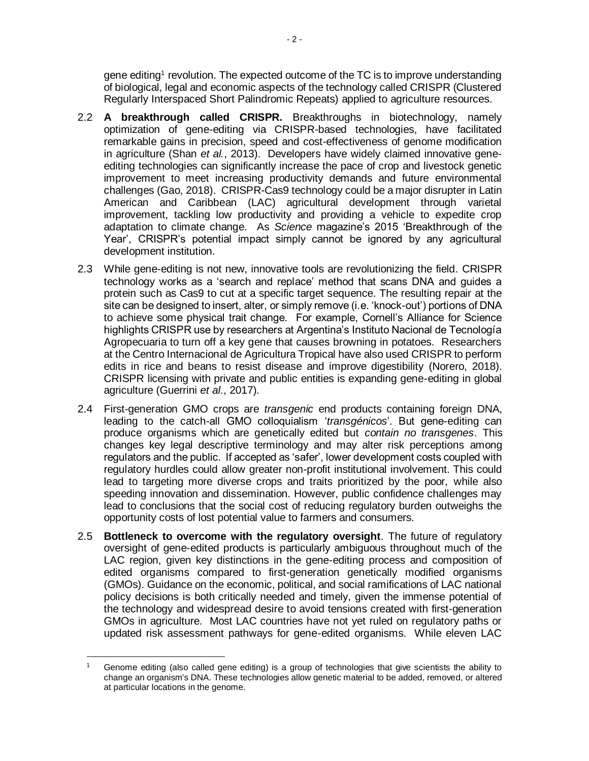gene editing[1] revolution. The expected outcome of the TC is to improve understanding of biological, legal and economic aspects of the technology called CRISPR (Clustered Regularly Interspaced Short Palindromic Repeats) applied to agriculture resources.

2.2 **A breakthrough called CRISPR.** Breakthroughs in biotechnology, namely optimization of gene-editing via CRISPR-based technologies, have facilitated remarkable gains in precision, speed and cost-effectiveness of genome modification in agriculture (Shan *et al.*, 2013). Developers have widely claimed innovative gene-editing technologies can significantly increase the pace of crop and livestock genetic improvement to meet increasing productivity demands and future environmental challenges (Gao, 2018). CRISPR-Cas9 technology could be a major disrupter in Latin American and Caribbean (LAC) agricultural development through varietal improvement, tackling low productivity and providing a vehicle to expedite crop adaptation to climate change. As *Science* magazine's 2015 'Breakthrough of the Year', CRISPR's potential impact simply cannot be ignored by any agricultural development institution.

2.3 While gene-editing is not new, innovative tools are revolutionizing the field. CRISPR technology works as a 'search and replace' method that scans DNA and guides a protein such as Cas9 to cut at a specific target sequence. The resulting repair at the site can be designed to insert, alter, or simply remove (i.e. 'knock-out') portions of DNA to achieve some physical trait change. For example, Cornell's Alliance for Science highlights CRISPR use by researchers at Argentina's Instituto Nacional de Tecnología Agropecuaria to turn off a key gene that causes browning in potatoes. Researchers at the Centro Internacional de Agricultura Tropical have also used CRISPR to perform edits in rice and beans to resist disease and improve digestibility (Norero, 2018). CRISPR licensing with private and public entities is expanding gene-editing in global agriculture (Guerrini *et al.*, 2017).

2.4 First-generation GMO crops are *transgenic* end products containing foreign DNA, leading to the catch-all GMO colloquialism '*transgénicos*'. But gene-editing can produce organisms which are genetically edited but *contain no transgenes*. This changes key legal descriptive terminology and may alter risk perceptions among regulators and the public. If accepted as 'safer', lower development costs coupled with regulatory hurdles could allow greater non-profit institutional involvement. This could lead to targeting more diverse crops and traits prioritized by the poor, while also speeding innovation and dissemination. However, public confidence challenges may lead to conclusions that the social cost of reducing regulatory burden outweighs the opportunity costs of lost potential value to farmers and consumers.

2.5 **Bottleneck to overcome with the regulatory oversight**. The future of regulatory oversight of gene-edited products is particularly ambiguous throughout much of the LAC region, given key distinctions in the gene-editing process and composition of edited organisms compared to first-generation genetically modified organisms (GMOs). Guidance on the economic, political, and social ramifications of LAC national policy decisions is both critically needed and timely, given the immense potential of the technology and widespread desire to avoid tensions created with first-generation GMOs in agriculture. Most LAC countries have not yet ruled on regulatory paths or updated risk assessment pathways for gene-edited organisms. While eleven LAC

[1] Genome editing (also called gene editing) is a group of technologies that give scientists the ability to change an organism's DNA. These technologies allow genetic material to be added, removed, or altered at particular locations in the genome.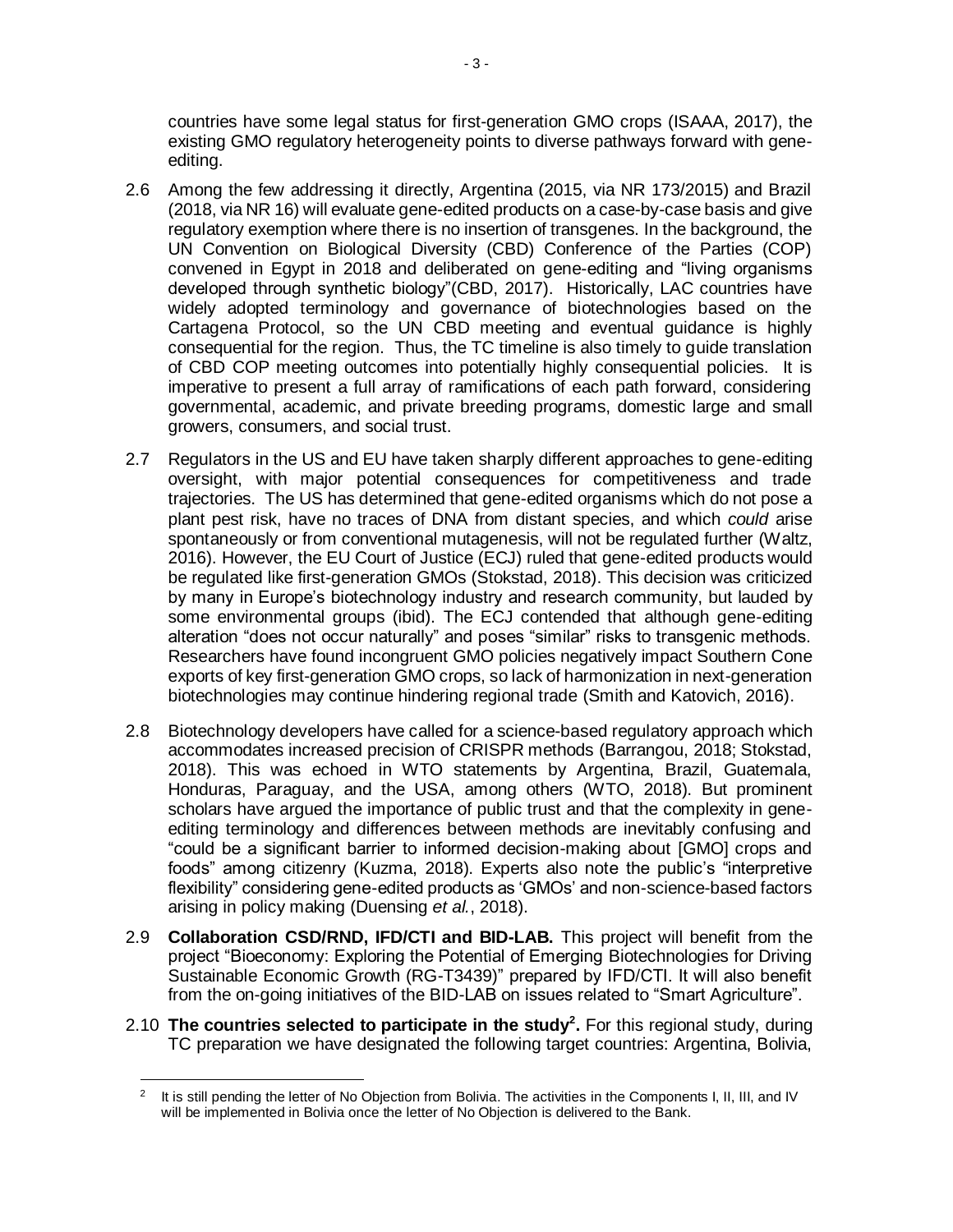countries have some legal status for first-generation GMO crops (ISAAA, 2017), the existing GMO regulatory heterogeneity points to diverse pathways forward with gene-editing.

2.6 Among the few addressing it directly, Argentina (2015, via NR 173/2015) and Brazil (2018, via NR 16) will evaluate gene-edited products on a case-by-case basis and give regulatory exemption where there is no insertion of transgenes. In the background, the UN Convention on Biological Diversity (CBD) Conference of the Parties (COP) convened in Egypt in 2018 and deliberated on gene-editing and "living organisms developed through synthetic biology"(CBD, 2017). Historically, LAC countries have widely adopted terminology and governance of biotechnologies based on the Cartagena Protocol, so the UN CBD meeting and eventual guidance is highly consequential for the region. Thus, the TC timeline is also timely to guide translation of CBD COP meeting outcomes into potentially highly consequential policies. It is imperative to present a full array of ramifications of each path forward, considering governmental, academic, and private breeding programs, domestic large and small growers, consumers, and social trust.

2.7 Regulators in the US and EU have taken sharply different approaches to gene-editing oversight, with major potential consequences for competitiveness and trade trajectories. The US has determined that gene-edited organisms which do not pose a plant pest risk, have no traces of DNA from distant species, and which *could* arise spontaneously or from conventional mutagenesis, will not be regulated further (Waltz, 2016). However, the EU Court of Justice (ECJ) ruled that gene-edited products would be regulated like first-generation GMOs (Stokstad, 2018). This decision was criticized by many in Europe's biotechnology industry and research community, but lauded by some environmental groups (ibid). The ECJ contended that although gene-editing alteration "does not occur naturally" and poses "similar" risks to transgenic methods. Researchers have found incongruent GMO policies negatively impact Southern Cone exports of key first-generation GMO crops, so lack of harmonization in next-generation biotechnologies may continue hindering regional trade (Smith and Katovich, 2016).

2.8 Biotechnology developers have called for a science-based regulatory approach which accommodates increased precision of CRISPR methods (Barrangou, 2018; Stokstad, 2018). This was echoed in WTO statements by Argentina, Brazil, Guatemala, Honduras, Paraguay, and the USA, among others (WTO, 2018). But prominent scholars have argued the importance of public trust and that the complexity in gene-editing terminology and differences between methods are inevitably confusing and "could be a significant barrier to informed decision-making about [GMO] crops and foods" among citizenry (Kuzma, 2018). Experts also note the public's "interpretive flexibility" considering gene-edited products as 'GMOs' and non-science-based factors arising in policy making (Duensing *et al.*, 2018).

2.9 **Collaboration CSD/RND, IFD/CTI and BID-LAB.** This project will benefit from the project "Bioeconomy: Exploring the Potential of Emerging Biotechnologies for Driving Sustainable Economic Growth (RG-T3439)" prepared by IFD/CTI. It will also benefit from the on-going initiatives of the BID-LAB on issues related to "Smart Agriculture".

2.10 **The countries selected to participate in the study[2].** For this regional study, during TC preparation we have designated the following target countries: Argentina, Bolivia,

[2] It is still pending the letter of No Objection from Bolivia. The activities in the Components I, II, III, and IV will be implemented in Bolivia once the letter of No Objection is delivered to the Bank.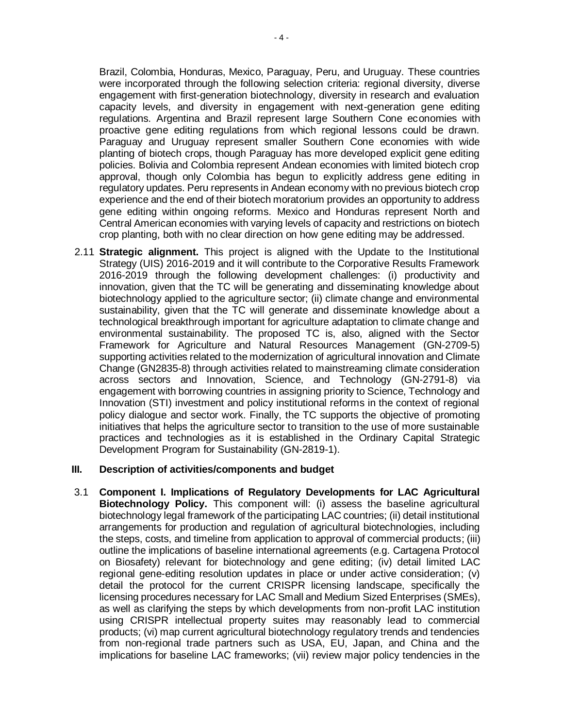Brazil, Colombia, Honduras, Mexico, Paraguay, Peru, and Uruguay. These countries were incorporated through the following selection criteria: regional diversity, diverse engagement with first-generation biotechnology, diversity in research and evaluation capacity levels, and diversity in engagement with next-generation gene editing regulations. Argentina and Brazil represent large Southern Cone economies with proactive gene editing regulations from which regional lessons could be drawn. Paraguay and Uruguay represent smaller Southern Cone economies with wide planting of biotech crops, though Paraguay has more developed explicit gene editing policies. Bolivia and Colombia represent Andean economies with limited biotech crop approval, though only Colombia has begun to explicitly address gene editing in regulatory updates. Peru represents in Andean economy with no previous biotech crop experience and the end of their biotech moratorium provides an opportunity to address gene editing within ongoing reforms. Mexico and Honduras represent North and Central American economies with varying levels of capacity and restrictions on biotech crop planting, both with no clear direction on how gene editing may be addressed.

2.11 **Strategic alignment.** This project is aligned with the Update to the Institutional Strategy (UIS) 2016-2019 and it will contribute to the Corporative Results Framework 2016-2019 through the following development challenges: (i) productivity and innovation, given that the TC will be generating and disseminating knowledge about biotechnology applied to the agriculture sector; (ii) climate change and environmental sustainability, given that the TC will generate and disseminate knowledge about a technological breakthrough important for agriculture adaptation to climate change and environmental sustainability. The proposed TC is, also, aligned with the Sector Framework for Agriculture and Natural Resources Management (GN-2709-5) supporting activities related to the modernization of agricultural innovation and Climate Change (GN2835-8) through activities related to mainstreaming climate consideration across sectors and Innovation, Science, and Technology (GN-2791-8) via engagement with borrowing countries in assigning priority to Science, Technology and Innovation (STI) investment and policy institutional reforms in the context of regional policy dialogue and sector work. Finally, the TC supports the objective of promoting initiatives that helps the agriculture sector to transition to the use of more sustainable practices and technologies as it is established in the Ordinary Capital Strategic Development Program for Sustainability (GN-2819-1).

## III. Description of activities/components and budget

3.1 **Component I. Implications of Regulatory Developments for LAC Agricultural Biotechnology Policy.** This component will: (i) assess the baseline agricultural biotechnology legal framework of the participating LAC countries; (ii) detail institutional arrangements for production and regulation of agricultural biotechnologies, including the steps, costs, and timeline from application to approval of commercial products; (iii) outline the implications of baseline international agreements (e.g. Cartagena Protocol on Biosafety) relevant for biotechnology and gene editing; (iv) detail limited LAC regional gene-editing resolution updates in place or under active consideration; (v) detail the protocol for the current CRISPR licensing landscape, specifically the licensing procedures necessary for LAC Small and Medium Sized Enterprises (SMEs), as well as clarifying the steps by which developments from non-profit LAC institution using CRISPR intellectual property suites may reasonably lead to commercial products; (vi) map current agricultural biotechnology regulatory trends and tendencies from non-regional trade partners such as USA, EU, Japan, and China and the implications for baseline LAC frameworks; (vii) review major policy tendencies in the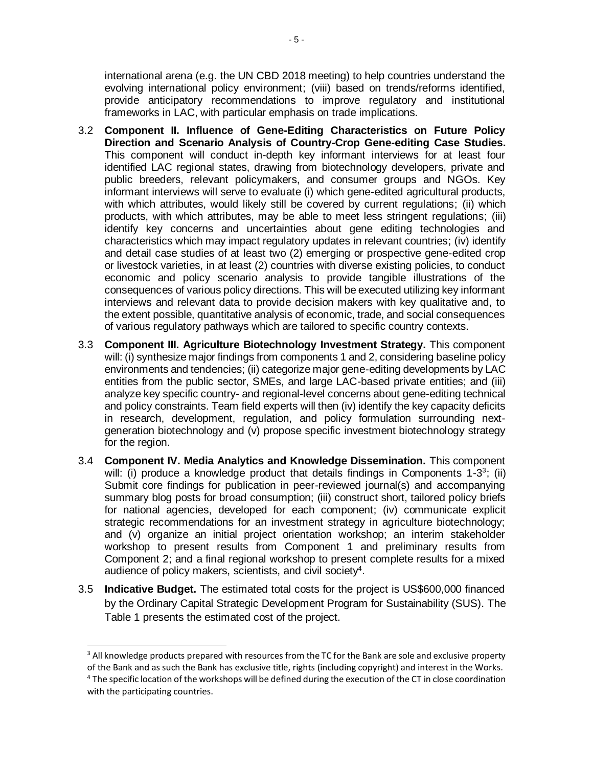international arena (e.g. the UN CBD 2018 meeting) to help countries understand the evolving international policy environment; (viii) based on trends/reforms identified, provide anticipatory recommendations to improve regulatory and institutional frameworks in LAC, with particular emphasis on trade implications.

3.2 **Component II. Influence of Gene-Editing Characteristics on Future Policy Direction and Scenario Analysis of Country-Crop Gene-editing Case Studies.** This component will conduct in-depth key informant interviews for at least four identified LAC regional states, drawing from biotechnology developers, private and public breeders, relevant policymakers, and consumer groups and NGOs. Key informant interviews will serve to evaluate (i) which gene-edited agricultural products, with which attributes, would likely still be covered by current regulations; (ii) which products, with which attributes, may be able to meet less stringent regulations; (iii) identify key concerns and uncertainties about gene editing technologies and characteristics which may impact regulatory updates in relevant countries; (iv) identify and detail case studies of at least two (2) emerging or prospective gene-edited crop or livestock varieties, in at least (2) countries with diverse existing policies, to conduct economic and policy scenario analysis to provide tangible illustrations of the consequences of various policy directions. This will be executed utilizing key informant interviews and relevant data to provide decision makers with key qualitative and, to the extent possible, quantitative analysis of economic, trade, and social consequences of various regulatory pathways which are tailored to specific country contexts.

3.3 **Component III. Agriculture Biotechnology Investment Strategy.** This component will: (i) synthesize major findings from components 1 and 2, considering baseline policy environments and tendencies; (ii) categorize major gene-editing developments by LAC entities from the public sector, SMEs, and large LAC-based private entities; and (iii) analyze key specific country- and regional-level concerns about gene-editing technical and policy constraints. Team field experts will then (iv) identify the key capacity deficits in research, development, regulation, and policy formulation surrounding next-generation biotechnology and (v) propose specific investment biotechnology strategy for the region.

3.4 **Component IV. Media Analytics and Knowledge Dissemination.** This component will: (i) produce a knowledge product that details findings in Components 1-3[3]; (ii) Submit core findings for publication in peer-reviewed journal(s) and accompanying summary blog posts for broad consumption; (iii) construct short, tailored policy briefs for national agencies, developed for each component; (iv) communicate explicit strategic recommendations for an investment strategy in agriculture biotechnology; and (v) organize an initial project orientation workshop; an interim stakeholder workshop to present results from Component 1 and preliminary results from Component 2; and a final regional workshop to present complete results for a mixed audience of policy makers, scientists, and civil society[4].

3.5 **Indicative Budget.** The estimated total costs for the project is US$600,000 financed by the Ordinary Capital Strategic Development Program for Sustainability (SUS). The Table 1 presents the estimated cost of the project.

---

[3] All knowledge products prepared with resources from the TC for the Bank are sole and exclusive property of the Bank and as such the Bank has exclusive title, rights (including copyright) and interest in the Works.

[4] The specific location of the workshops will be defined during the execution of the CT in close coordination with the participating countries.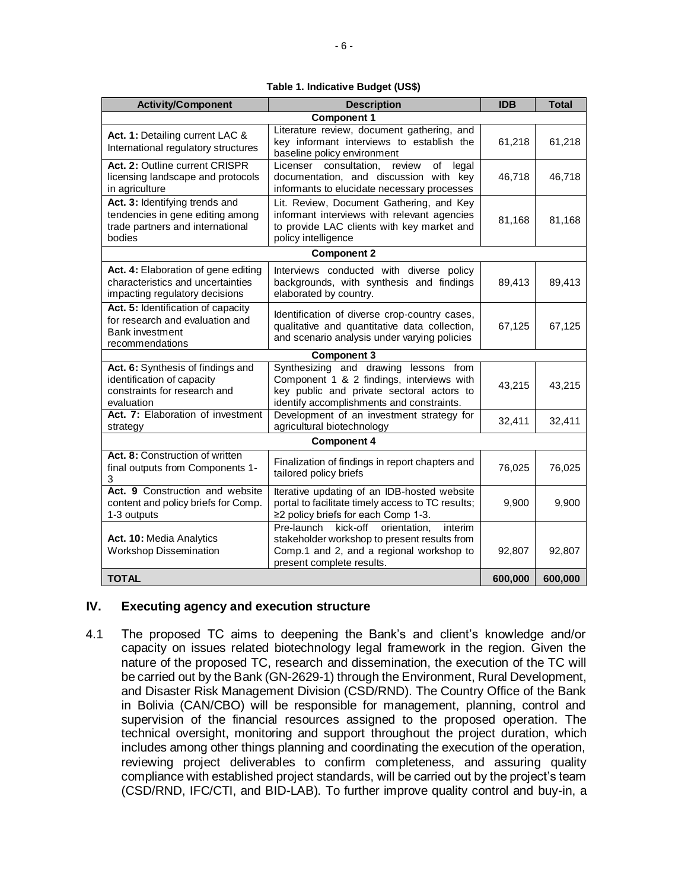**Table 1. Indicative Budget (US$)**

| Activity/Component | Description | IDB | Total |
|---|---|---|---|
| **Component 1** | | | |
| **Act. 1:** Detailing current LAC & International regulatory structures | Literature review, document gathering, and key informant interviews to establish the baseline policy environment | 61,218 | 61,218 |
| **Act. 2:** Outline current CRISPR licensing landscape and protocols in agriculture | Licenser consultation, review of legal documentation, and discussion with key informants to elucidate necessary processes | 46,718 | 46,718 |
| **Act. 3:** Identifying trends and tendencies in gene editing among trade partners and international bodies | Lit. Review, Document Gathering, and Key informant interviews with relevant agencies to provide LAC clients with key market and policy intelligence | 81,168 | 81,168 |
| **Component 2** | | | |
| **Act. 4:** Elaboration of gene editing characteristics and uncertainties impacting regulatory decisions | Interviews conducted with diverse policy backgrounds, with synthesis and findings elaborated by country. | 89,413 | 89,413 |
| **Act. 5:** Identification of capacity for research and evaluation and Bank investment recommendations | Identification of diverse crop-country cases, qualitative and quantitative data collection, and scenario analysis under varying policies | 67,125 | 67,125 |
| **Component 3** | | | |
| **Act. 6:** Synthesis of findings and identification of capacity constraints for research and evaluation | Synthesizing and drawing lessons from Component 1 & 2 findings, interviews with key public and private sectoral actors to identify accomplishments and constraints. | 43,215 | 43,215 |
| **Act. 7:** Elaboration of investment strategy | Development of an investment strategy for agricultural biotechnology | 32,411 | 32,411 |
| **Component 4** | | | |
| **Act. 8:** Construction of written final outputs from Components 1-3 | Finalization of findings in report chapters and tailored policy briefs | 76,025 | 76,025 |
| **Act. 9** Construction and website content and policy briefs for Comp. 1-3 outputs | Iterative updating of an IDB-hosted website portal to facilitate timely access to TC results; ≥2 policy briefs for each Comp 1-3. | 9,900 | 9,900 |
| **Act. 10:** Media Analytics Workshop Dissemination | Pre-launch kick-off orientation, interim stakeholder workshop to present results from Comp.1 and 2, and a regional workshop to present complete results. | 92,807 | 92,807 |
| **TOTAL** | | **600,000** | **600,000** |

## IV. Executing agency and execution structure

4.1 The proposed TC aims to deepening the Bank's and client's knowledge and/or capacity on issues related biotechnology legal framework in the region. Given the nature of the proposed TC, research and dissemination, the execution of the TC will be carried out by the Bank (GN-2629-1) through the Environment, Rural Development, and Disaster Risk Management Division (CSD/RND). The Country Office of the Bank in Bolivia (CAN/CBO) will be responsible for management, planning, control and supervision of the financial resources assigned to the proposed operation. The technical oversight, monitoring and support throughout the project duration, which includes among other things planning and coordinating the execution of the operation, reviewing project deliverables to confirm completeness, and assuring quality compliance with established project standards, will be carried out by the project's team (CSD/RND, IFC/CTI, and BID-LAB). To further improve quality control and buy-in, a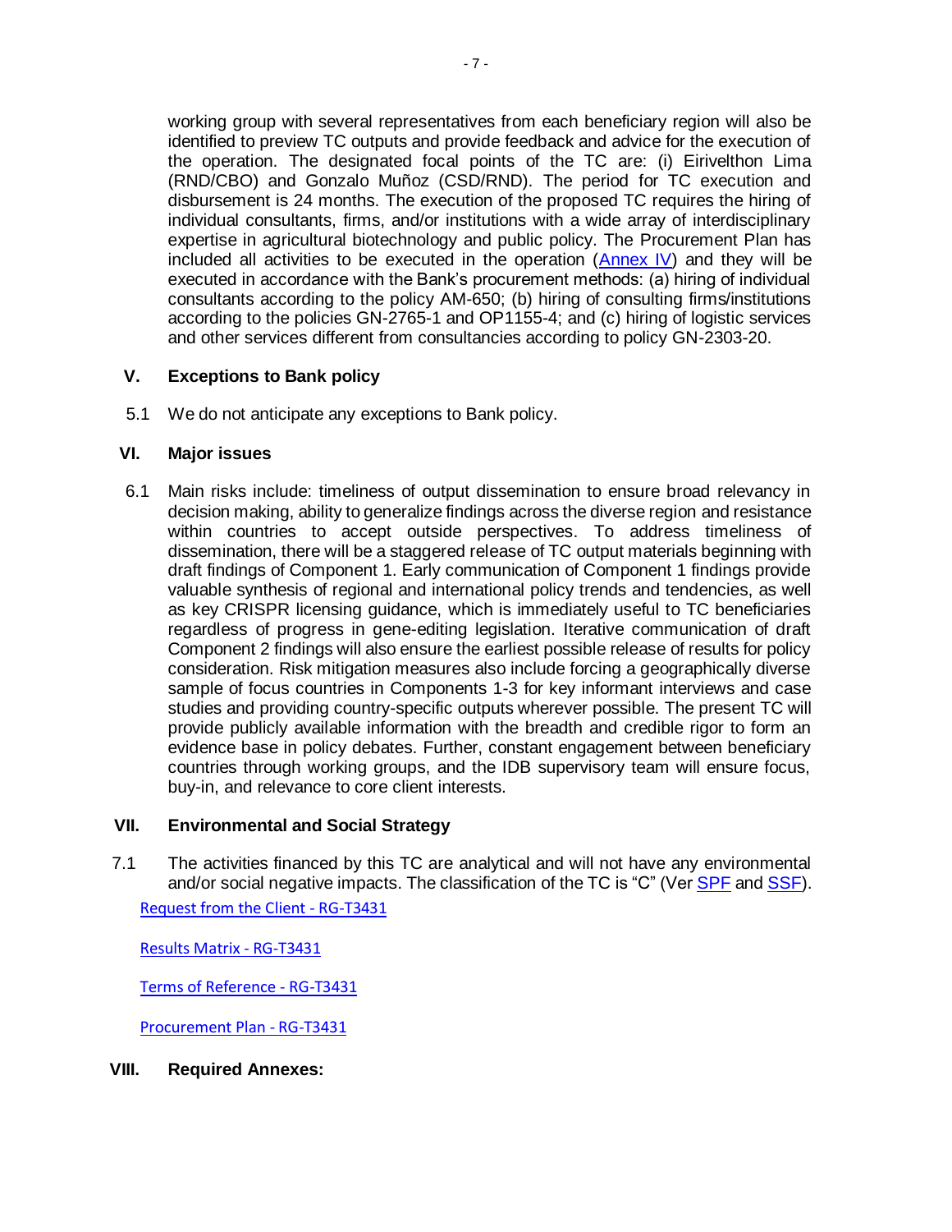working group with several representatives from each beneficiary region will also be identified to preview TC outputs and provide feedback and advice for the execution of the operation. The designated focal points of the TC are: (i) Eirivelthon Lima (RND/CBO) and Gonzalo Muñoz (CSD/RND). The period for TC execution and disbursement is 24 months. The execution of the proposed TC requires the hiring of individual consultants, firms, and/or institutions with a wide array of interdisciplinary expertise in agricultural biotechnology and public policy. The Procurement Plan has included all activities to be executed in the operation (Annex IV) and they will be executed in accordance with the Bank's procurement methods: (a) hiring of individual consultants according to the policy AM-650; (b) hiring of consulting firms/institutions according to the policies GN-2765-1 and OP1155-4; and (c) hiring of logistic services and other services different from consultancies according to policy GN-2303-20.

## V. Exceptions to Bank policy

5.1 We do not anticipate any exceptions to Bank policy.

## VI. Major issues

6.1 Main risks include: timeliness of output dissemination to ensure broad relevancy in decision making, ability to generalize findings across the diverse region and resistance within countries to accept outside perspectives. To address timeliness of dissemination, there will be a staggered release of TC output materials beginning with draft findings of Component 1. Early communication of Component 1 findings provide valuable synthesis of regional and international policy trends and tendencies, as well as key CRISPR licensing guidance, which is immediately useful to TC beneficiaries regardless of progress in gene-editing legislation. Iterative communication of draft Component 2 findings will also ensure the earliest possible release of results for policy consideration. Risk mitigation measures also include forcing a geographically diverse sample of focus countries in Components 1-3 for key informant interviews and case studies and providing country-specific outputs wherever possible. The present TC will provide publicly available information with the breadth and credible rigor to form an evidence base in policy debates. Further, constant engagement between beneficiary countries through working groups, and the IDB supervisory team will ensure focus, buy-in, and relevance to core client interests.

## VII. Environmental and Social Strategy

7.1 The activities financed by this TC are analytical and will not have any environmental and/or social negative impacts. The classification of the TC is "C" (Ver SPF and SSF).

## VIII. Required Annexes:

Request from the Client - RG-T3431

Results Matrix - RG-T3431

Terms of Reference - RG-T3431

Procurement Plan - RG-T3431